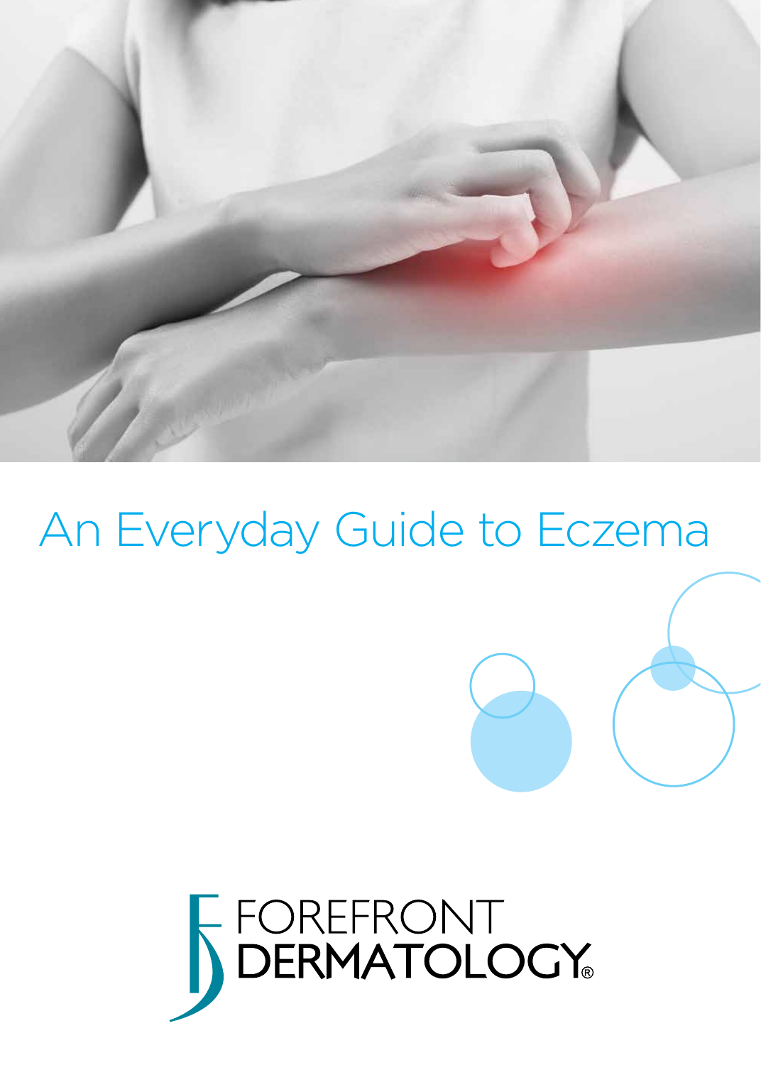# An Everyday Guide to Eczema

FOREFRONT DERMATOLOGY®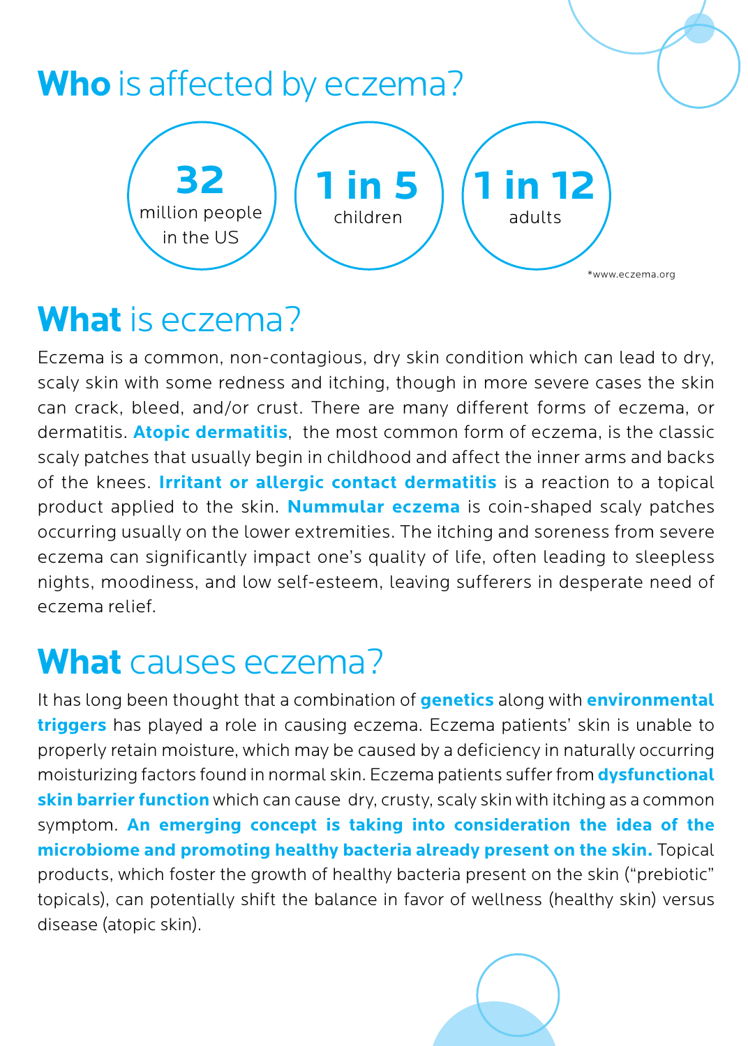# **Who** is affected by eczema?

**32** million people in the US

**1 in 5** children

**1 in 12** adults

*www.eczema.org

# **What** is eczema?

Eczema is a common, non-contagious, dry skin condition which can lead to dry, scaly skin with some redness and itching, though in more severe cases the skin can crack, bleed, and/or crust. There are many different forms of eczema, or dermatitis. **Atopic dermatitis**, the most common form of eczema, is the classic scaly patches that usually begin in childhood and affect the inner arms and backs of the knees. **Irritant or allergic contact dermatitis** is a reaction to a topical product applied to the skin. **Nummular eczema** is coin-shaped scaly patches occurring usually on the lower extremities. The itching and soreness from severe eczema can significantly impact one's quality of life, often leading to sleepless nights, moodiness, and low self-esteem, leaving sufferers in desperate need of eczema relief.

# **What** causes eczema?

It has long been thought that a combination of **genetics** along with **environmental triggers** has played a role in causing eczema. Eczema patients' skin is unable to properly retain moisture, which may be caused by a deficiency in naturally occurring moisturizing factors found in normal skin. Eczema patients suffer from **dysfunctional skin barrier function** which can cause dry, crusty, scaly skin with itching as a common symptom. **An emerging concept is taking into consideration the idea of the microbiome and promoting healthy bacteria already present on the skin.** Topical products, which foster the growth of healthy bacteria present on the skin ("prebiotic" topicals), can potentially shift the balance in favor of wellness (healthy skin) versus disease (atopic skin).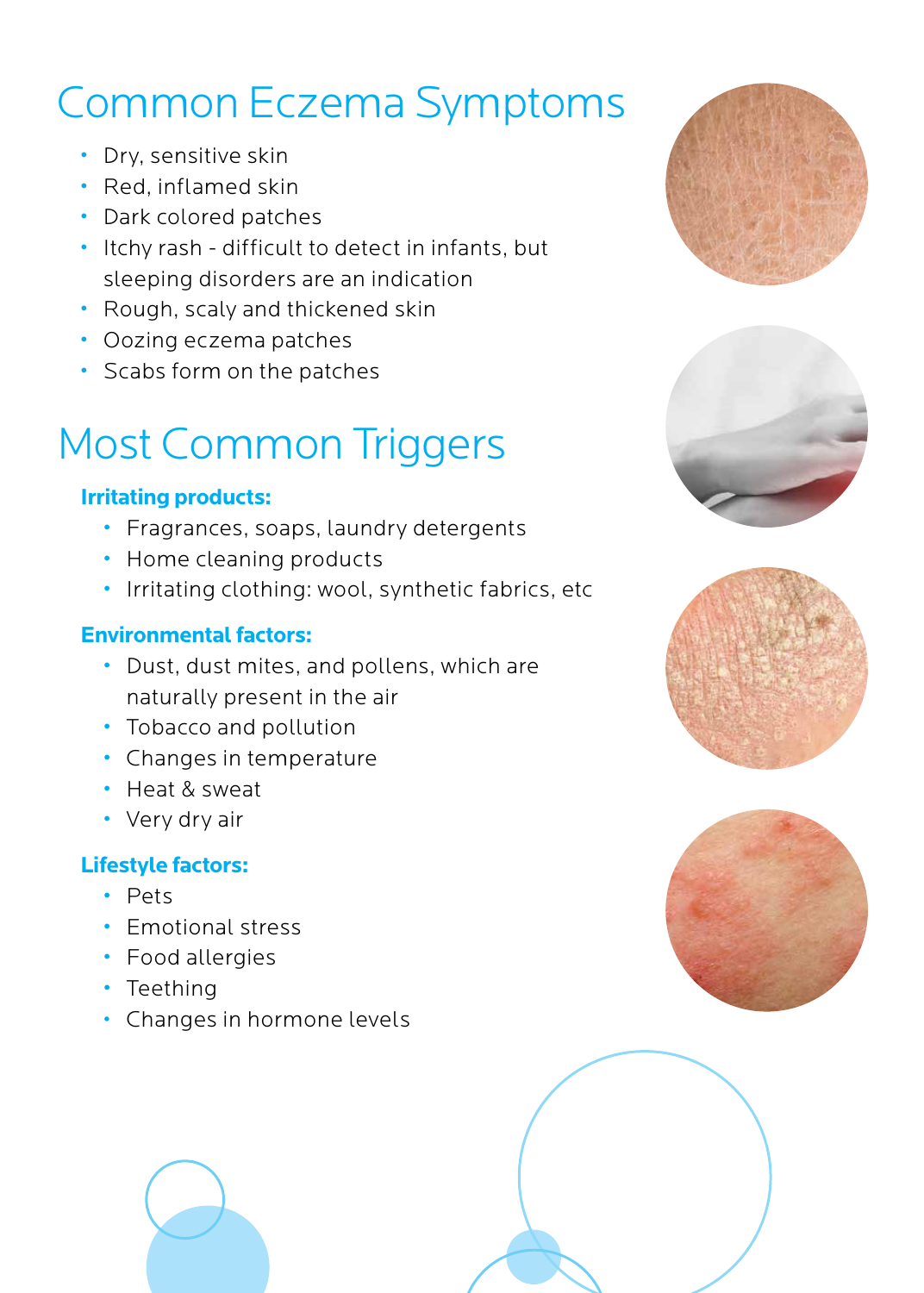# Common Eczema Symptoms

- Dry, sensitive skin
- Red, inflamed skin
- Dark colored patches
- Itchy rash - difficult to detect in infants, but sleeping disorders are an indication
- Rough, scaly and thickened skin
- Oozing eczema patches
- Scabs form on the patches

# Most Common Triggers

**Irritating products:**

- Fragrances, soaps, laundry detergents
- Home cleaning products
- Irritating clothing: wool, synthetic fabrics, etc

**Environmental factors:**

- Dust, dust mites, and pollens, which are naturally present in the air
- Tobacco and pollution
- Changes in temperature
- Heat & sweat
- Very dry air

**Lifestyle factors:**

- Pets
- Emotional stress
- Food allergies
- Teething
- Changes in hormone levels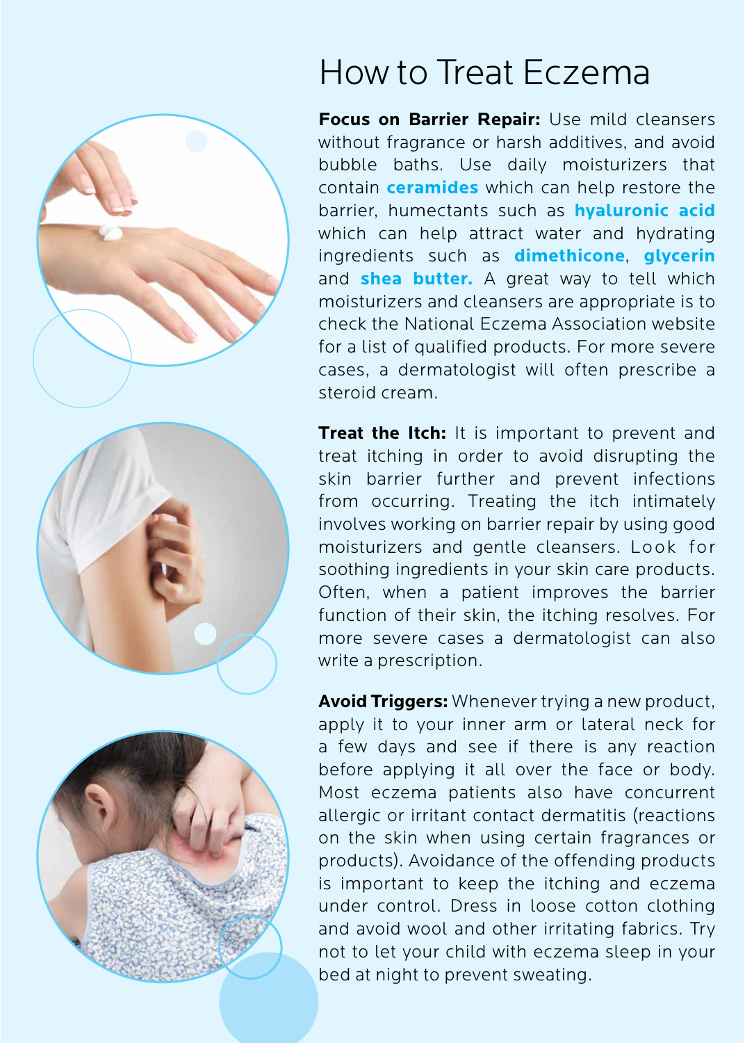# How to Treat Eczema

**Focus on Barrier Repair:** Use mild cleansers without fragrance or harsh additives, and avoid bubble baths. Use daily moisturizers that contain **ceramides** which can help restore the barrier, humectants such as **hyaluronic acid** which can help attract water and hydrating ingredients such as **dimethicone**, **glycerin** and **shea butter.** A great way to tell which moisturizers and cleansers are appropriate is to check the National Eczema Association website for a list of qualified products. For more severe cases, a dermatologist will often prescribe a steroid cream.

**Treat the Itch:** It is important to prevent and treat itching in order to avoid disrupting the skin barrier further and prevent infections from occurring. Treating the itch intimately involves working on barrier repair by using good moisturizers and gentle cleansers. Look for soothing ingredients in your skin care products. Often, when a patient improves the barrier function of their skin, the itching resolves. For more severe cases a dermatologist can also write a prescription.

**Avoid Triggers:** Whenever trying a new product, apply it to your inner arm or lateral neck for a few days and see if there is any reaction before applying it all over the face or body. Most eczema patients also have concurrent allergic or irritant contact dermatitis (reactions on the skin when using certain fragrances or products). Avoidance of the offending products is important to keep the itching and eczema under control. Dress in loose cotton clothing and avoid wool and other irritating fabrics. Try not to let your child with eczema sleep in your bed at night to prevent sweating.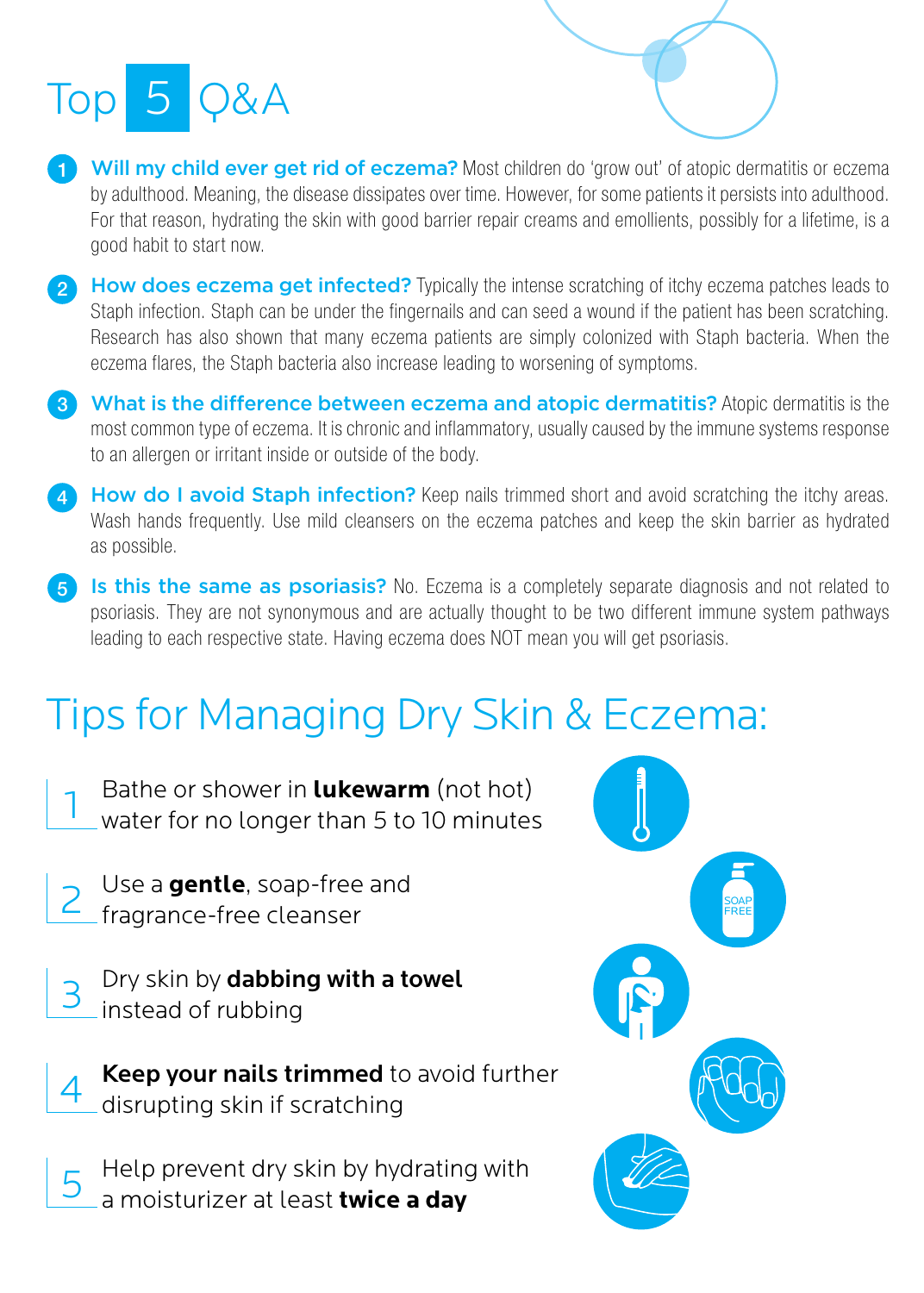# Top 5 Q&A

1. **Will my child ever get rid of eczema?** Most children do 'grow out' of atopic dermatitis or eczema by adulthood. Meaning, the disease dissipates over time. However, for some patients it persists into adulthood. For that reason, hydrating the skin with good barrier repair creams and emollients, possibly for a lifetime, is a good habit to start now.

2. **How does eczema get infected?** Typically the intense scratching of itchy eczema patches leads to Staph infection. Staph can be under the fingernails and can seed a wound if the patient has been scratching. Research has also shown that many eczema patients are simply colonized with Staph bacteria. When the eczema flares, the Staph bacteria also increase leading to worsening of symptoms.

3. **What is the difference between eczema and atopic dermatitis?** Atopic dermatitis is the most common type of eczema. It is chronic and inflammatory, usually caused by the immune systems response to an allergen or irritant inside or outside of the body.

4. **How do I avoid Staph infection?** Keep nails trimmed short and avoid scratching the itchy areas. Wash hands frequently. Use mild cleansers on the eczema patches and keep the skin barrier as hydrated as possible.

5. **Is this the same as psoriasis?** No. Eczema is a completely separate diagnosis and not related to psoriasis. They are not synonymous and are actually thought to be two different immune system pathways leading to each respective state. Having eczema does NOT mean you will get psoriasis.

# Tips for Managing Dry Skin & Eczema:

1. Bathe or shower in **lukewarm** (not hot) water for no longer than 5 to 10 minutes
2. Use a **gentle**, soap-free and fragrance-free cleanser
3. Dry skin by **dabbing with a towel** instead of rubbing
4. **Keep your nails trimmed** to avoid further disrupting skin if scratching
5. Help prevent dry skin by hydrating with a moisturizer at least **twice a day**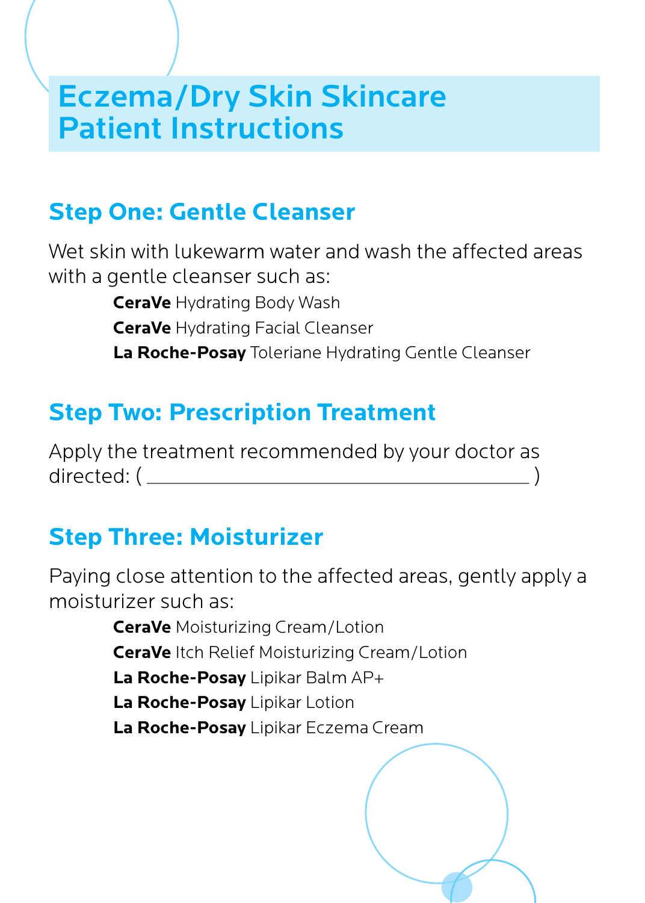# Eczema/Dry Skin Skincare Patient Instructions

## Step One: Gentle Cleanser

Wet skin with lukewarm water and wash the affected areas with a gentle cleanser such as:

- **CeraVe** Hydrating Body Wash
- **CeraVe** Hydrating Facial Cleanser
- **La Roche-Posay** Toleriane Hydrating Gentle Cleanser

## Step Two: Prescription Treatment

Apply the treatment recommended by your doctor as directed: ( ________________________________ )

## Step Three: Moisturizer

Paying close attention to the affected areas, gently apply a moisturizer such as:

- **CeraVe** Moisturizing Cream/Lotion
- **CeraVe** Itch Relief Moisturizing Cream/Lotion
- **La Roche-Posay** Lipikar Balm AP+
- **La Roche-Posay** Lipikar Lotion
- **La Roche-Posay** Lipikar Eczema Cream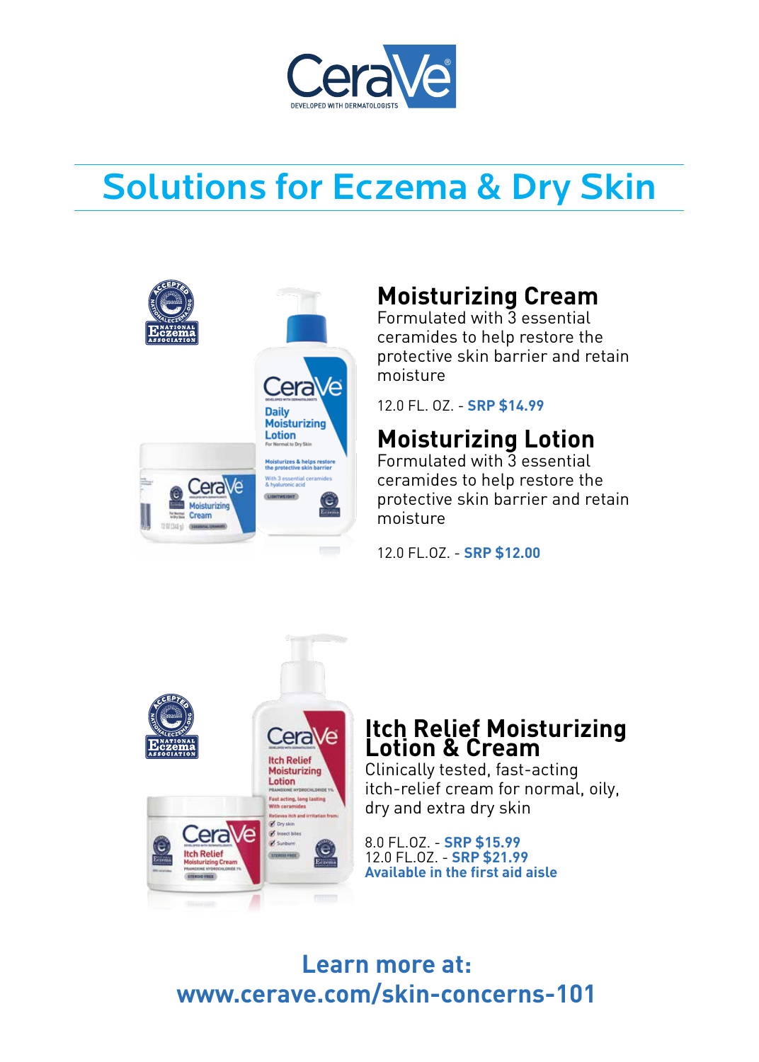CeraVe

DEVELOPED WITH DERMATOLOGISTS

# Solutions for Eczema & Dry Skin

## Moisturizing Cream

Formulated with 3 essential ceramides to help restore the protective skin barrier and retain moisture

12.0 FL. OZ. - **SRP $14.99**

## Moisturizing Lotion

Formulated with 3 essential ceramides to help restore the protective skin barrier and retain moisture

12.0 FL.OZ. - **SRP $12.00**

## Itch Relief Moisturizing Lotion & Cream

Clinically tested, fast-acting itch-relief cream for normal, oily, dry and extra dry skin

8.0 FL.OZ. - **SRP $15.99**
12.0 FL.OZ. - **SRP $21.99**
**Available in the first aid aisle**

**Learn more at:**
**www.cerave.com/skin-concerns-101**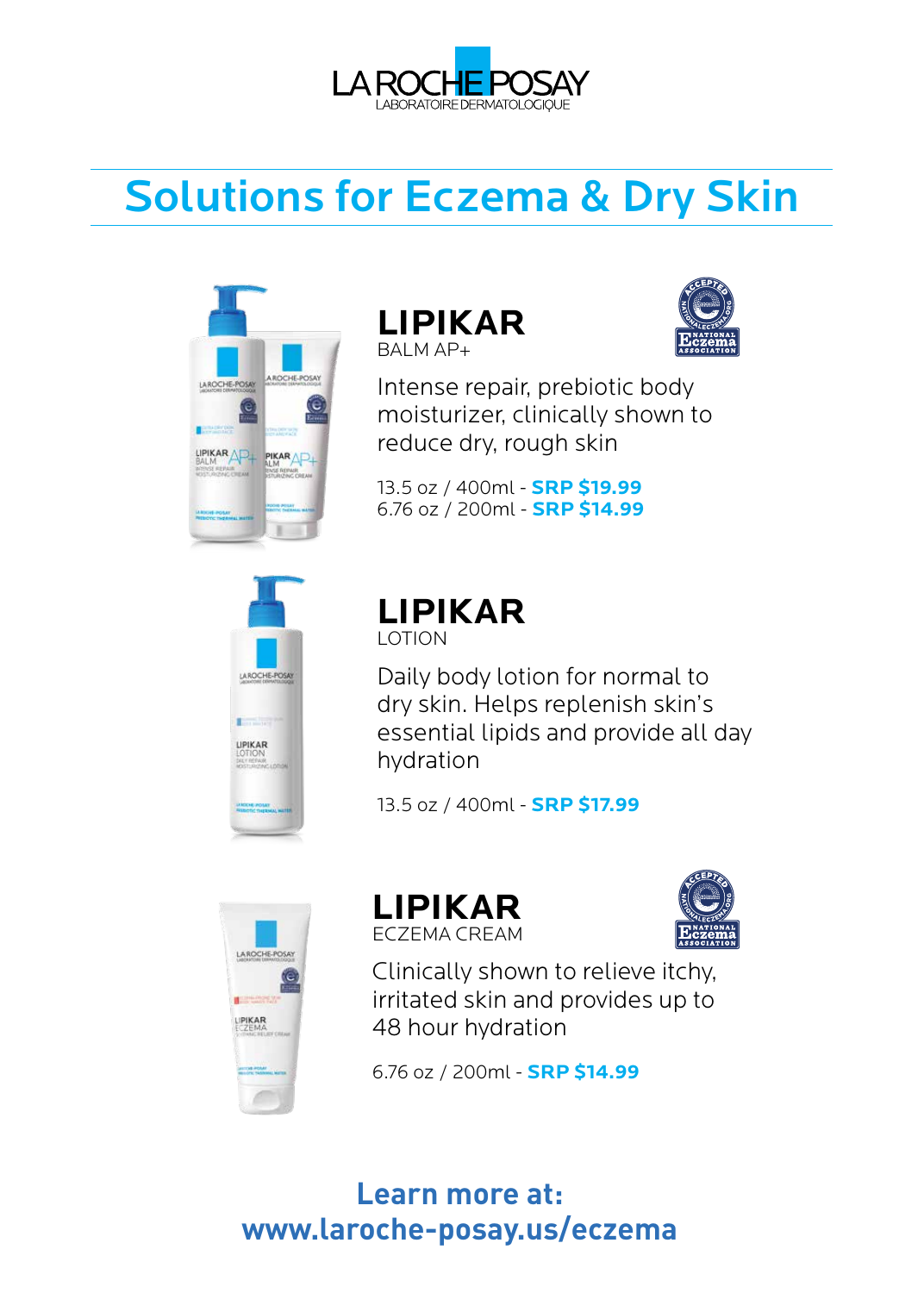LA ROCHE-POSAY
LABORATOIRE DERMATOLOGIQUE

# Solutions for Eczema & Dry Skin

## LIPIKAR
BALM AP+

Intense repair, prebiotic body moisturizer, clinically shown to reduce dry, rough skin

13.5 oz / 400ml - **SRP $19.99**
6.76 oz / 200ml - **SRP $14.99**

## LIPIKAR
LOTION

Daily body lotion for normal to dry skin. Helps replenish skin's essential lipids and provide all day hydration

13.5 oz / 400ml - **SRP $17.99**

## LIPIKAR
ECZEMA CREAM

Clinically shown to relieve itchy, irritated skin and provides up to 48 hour hydration

6.76 oz / 200ml - **SRP $14.99**

**Learn more at:**
**www.laroche-posay.us/eczema**